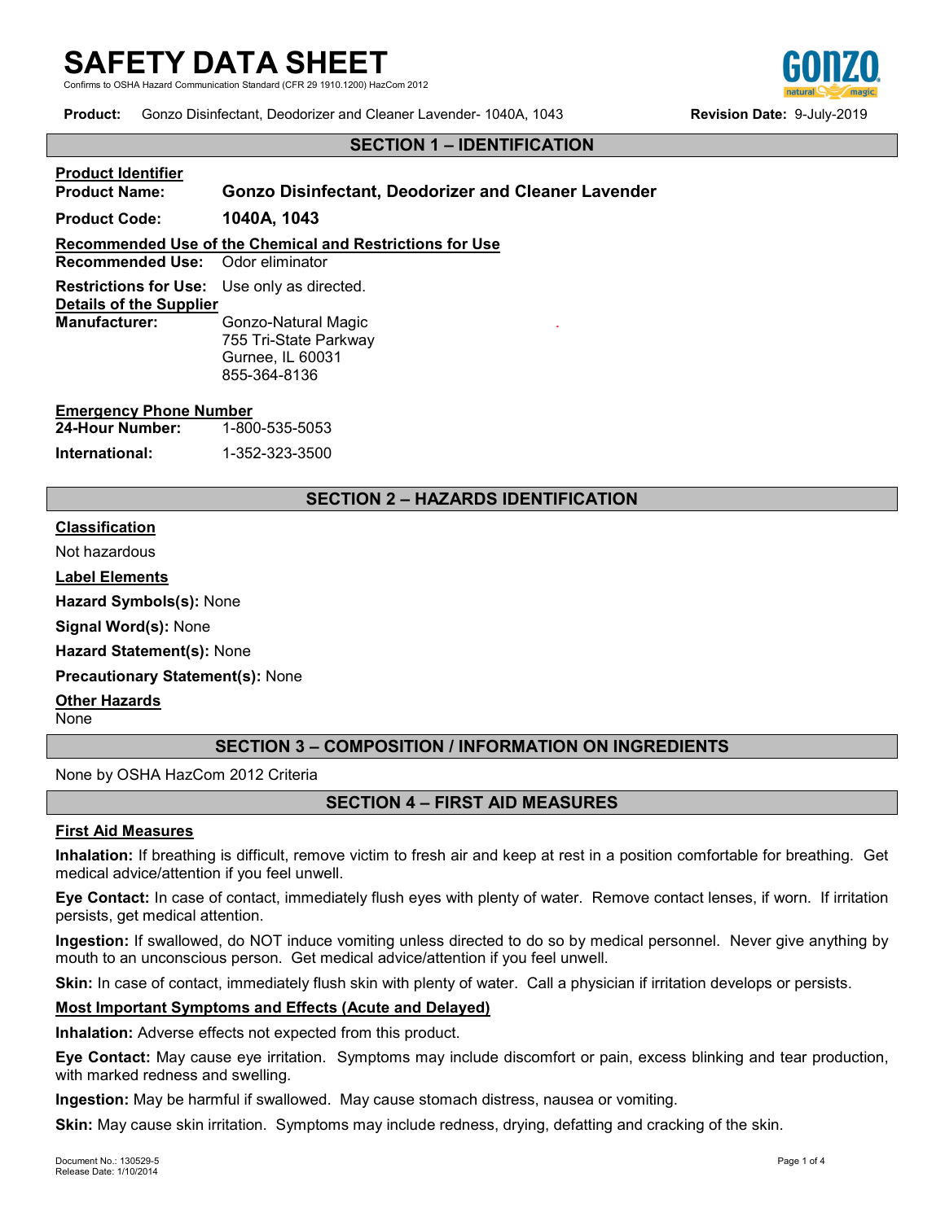# SAFETY DATA SHEET

Confirms to OSHA Hazard Communication Standard (CFR 29 1910.1200) HazCom 2012

**Product:** Gonzo Disinfectant, Deodorizer and Cleaner Lavender- 1040A, 1043 **Revision Date:** 9-July-2019

## SECTION 1 – IDENTIFICATION

**Product Identifier**

**Product Name:** **Gonzo Disinfectant, Deodorizer and Cleaner Lavender**

**Product Code:** **1040A, 1043**

**Recommended Use of the Chemical and Restrictions for Use**

**Recommended Use:** Odor eliminator

**Restrictions for Use:** Use only as directed.

**Details of the Supplier**

**Manufacturer:**
Gonzo-Natural Magic
755 Tri-State Parkway
Gurnee, IL 60031
855-364-8136

**Emergency Phone Number**

**24-Hour Number:** 1-800-535-5053

**International:** 1-352-323-3500

## SECTION 2 – HAZARDS IDENTIFICATION

**Classification**

Not hazardous

**Label Elements**

**Hazard Symbols(s):** None

**Signal Word(s):** None

**Hazard Statement(s):** None

**Precautionary Statement(s):** None

**Other Hazards**

None

## SECTION 3 – COMPOSITION / INFORMATION ON INGREDIENTS

None by OSHA HazCom 2012 Criteria

## SECTION 4 – FIRST AID MEASURES

**First Aid Measures**

**Inhalation:** If breathing is difficult, remove victim to fresh air and keep at rest in a position comfortable for breathing. Get medical advice/attention if you feel unwell.

**Eye Contact:** In case of contact, immediately flush eyes with plenty of water. Remove contact lenses, if worn. If irritation persists, get medical attention.

**Ingestion:** If swallowed, do NOT induce vomiting unless directed to do so by medical personnel. Never give anything by mouth to an unconscious person. Get medical advice/attention if you feel unwell.

**Skin:** In case of contact, immediately flush skin with plenty of water. Call a physician if irritation develops or persists.

**Most Important Symptoms and Effects (Acute and Delayed)**

**Inhalation:** Adverse effects not expected from this product.

**Eye Contact:** May cause eye irritation. Symptoms may include discomfort or pain, excess blinking and tear production, with marked redness and swelling.

**Ingestion:** May be harmful if swallowed. May cause stomach distress, nausea or vomiting.

**Skin:** May cause skin irritation. Symptoms may include redness, drying, defatting and cracking of the skin.

Document No.: 130529-5
Release Date: 1/10/2014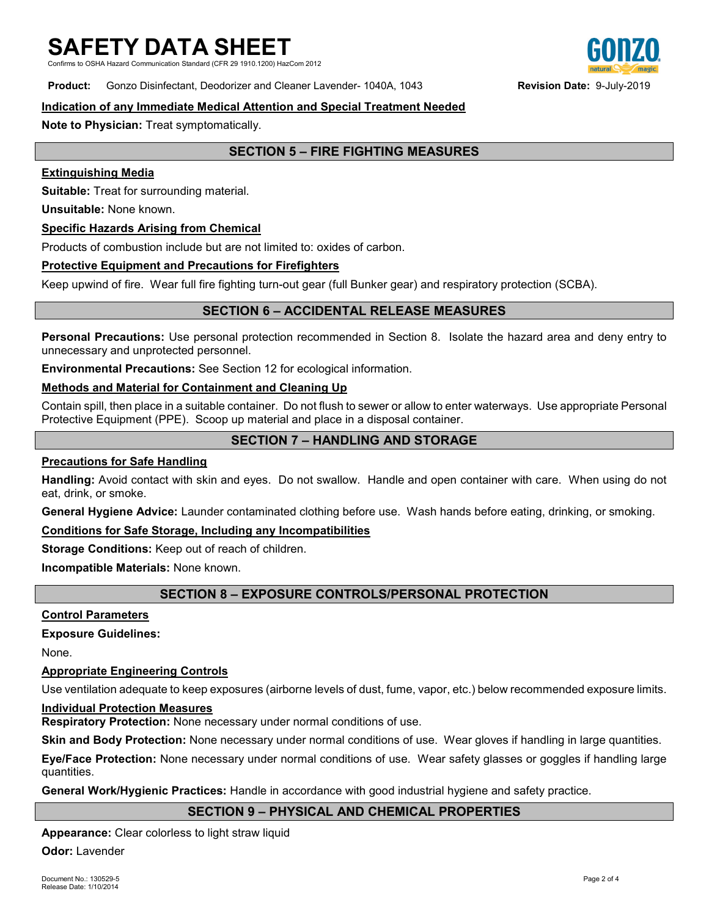### Indication of any Immediate Medical Attention and Special Treatment Needed

**Note to Physician:** Treat symptomatically.

## SECTION 5 – FIRE FIGHTING MEASURES

### Extinguishing Media

**Suitable:** Treat for surrounding material.

**Unsuitable:** None known.

### Specific Hazards Arising from Chemical

Products of combustion include but are not limited to: oxides of carbon.

### Protective Equipment and Precautions for Firefighters

Keep upwind of fire. Wear full fire fighting turn-out gear (full Bunker gear) and respiratory protection (SCBA).

## SECTION 6 – ACCIDENTAL RELEASE MEASURES

**Personal Precautions:** Use personal protection recommended in Section 8. Isolate the hazard area and deny entry to unnecessary and unprotected personnel.

**Environmental Precautions:** See Section 12 for ecological information.

### Methods and Material for Containment and Cleaning Up

Contain spill, then place in a suitable container. Do not flush to sewer or allow to enter waterways. Use appropriate Personal Protective Equipment (PPE). Scoop up material and place in a disposal container.

## SECTION 7 – HANDLING AND STORAGE

### Precautions for Safe Handling

**Handling:** Avoid contact with skin and eyes. Do not swallow. Handle and open container with care. When using do not eat, drink, or smoke.

**General Hygiene Advice:** Launder contaminated clothing before use. Wash hands before eating, drinking, or smoking.

### Conditions for Safe Storage, Including any Incompatibilities

**Storage Conditions:** Keep out of reach of children.

**Incompatible Materials:** None known.

## SECTION 8 – EXPOSURE CONTROLS/PERSONAL PROTECTION

### Control Parameters

**Exposure Guidelines:**

None.

### Appropriate Engineering Controls

Use ventilation adequate to keep exposures (airborne levels of dust, fume, vapor, etc.) below recommended exposure limits.

### Individual Protection Measures

**Respiratory Protection:** None necessary under normal conditions of use.

**Skin and Body Protection:** None necessary under normal conditions of use. Wear gloves if handling in large quantities.

**Eye/Face Protection:** None necessary under normal conditions of use. Wear safety glasses or goggles if handling large quantities.

**General Work/Hygienic Practices:** Handle in accordance with good industrial hygiene and safety practice.

## SECTION 9 – PHYSICAL AND CHEMICAL PROPERTIES

**Appearance:** Clear colorless to light straw liquid

**Odor:** Lavender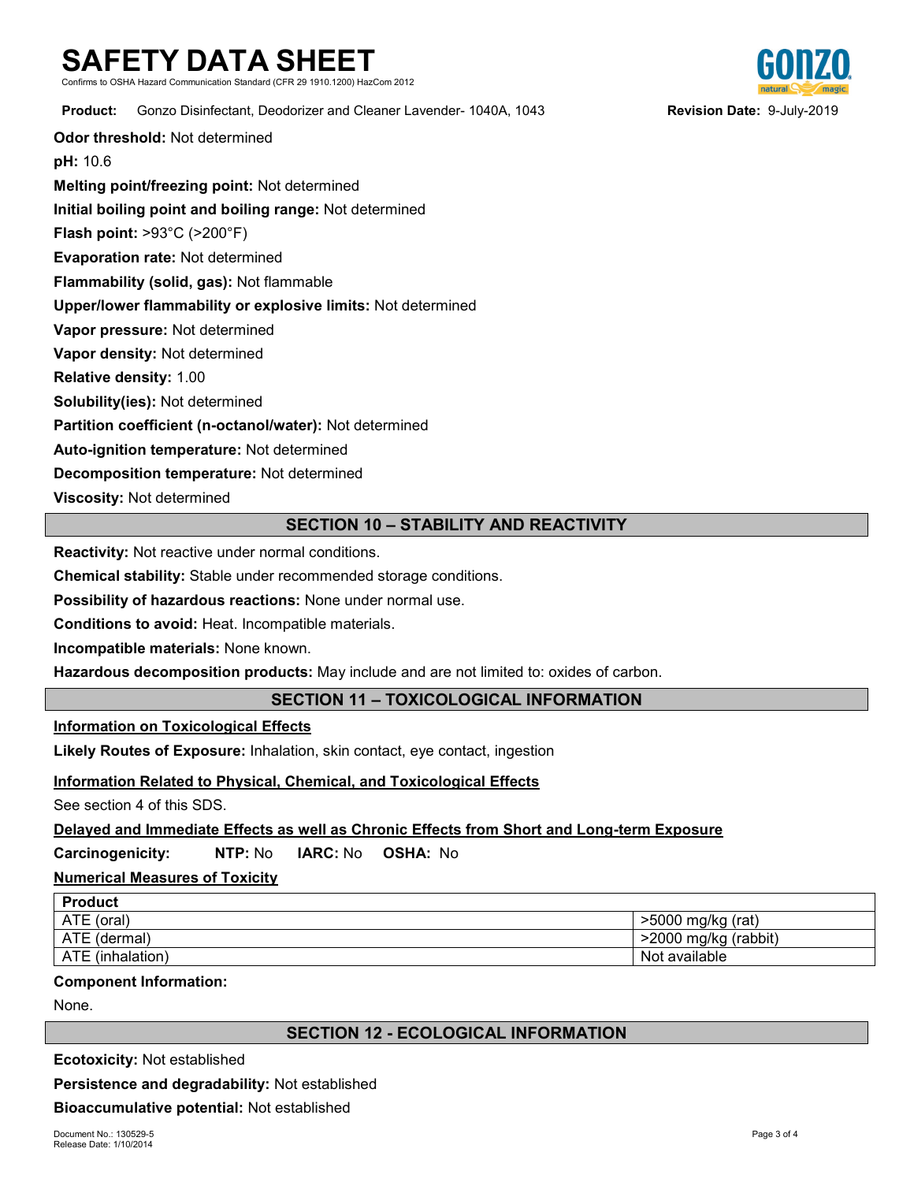**Odor threshold:** Not determined

**pH:** 10.6

**Melting point/freezing point:** Not determined

**Initial boiling point and boiling range:** Not determined

**Flash point:** >93°C (>200°F)

**Evaporation rate:** Not determined

**Flammability (solid, gas):** Not flammable

**Upper/lower flammability or explosive limits:** Not determined

**Vapor pressure:** Not determined

**Vapor density:** Not determined

**Relative density:** 1.00

**Solubility(ies):** Not determined

**Partition coefficient (n-octanol/water):** Not determined

**Auto-ignition temperature:** Not determined

**Decomposition temperature:** Not determined

**Viscosity:** Not determined

## SECTION 10 – STABILITY AND REACTIVITY

**Reactivity:** Not reactive under normal conditions.

**Chemical stability:** Stable under recommended storage conditions.

**Possibility of hazardous reactions:** None under normal use.

**Conditions to avoid:** Heat. Incompatible materials.

**Incompatible materials:** None known.

**Hazardous decomposition products:** May include and are not limited to: oxides of carbon.

## SECTION 11 – TOXICOLOGICAL INFORMATION

**Information on Toxicological Effects**

**Likely Routes of Exposure:** Inhalation, skin contact, eye contact, ingestion

**Information Related to Physical, Chemical, and Toxicological Effects**

See section 4 of this SDS.

**Delayed and Immediate Effects as well as Chronic Effects from Short and Long-term Exposure**

**Carcinogenicity:** **NTP:** No **IARC:** No **OSHA:** No

**Numerical Measures of Toxicity**

| Product | |
|---|---|
| ATE (oral) | >5000 mg/kg (rat) |
| ATE (dermal) | >2000 mg/kg (rabbit) |
| ATE (inhalation) | Not available |

**Component Information:**

None.

## SECTION 12 - ECOLOGICAL INFORMATION

**Ecotoxicity:** Not established

**Persistence and degradability:** Not established

**Bioaccumulative potential:** Not established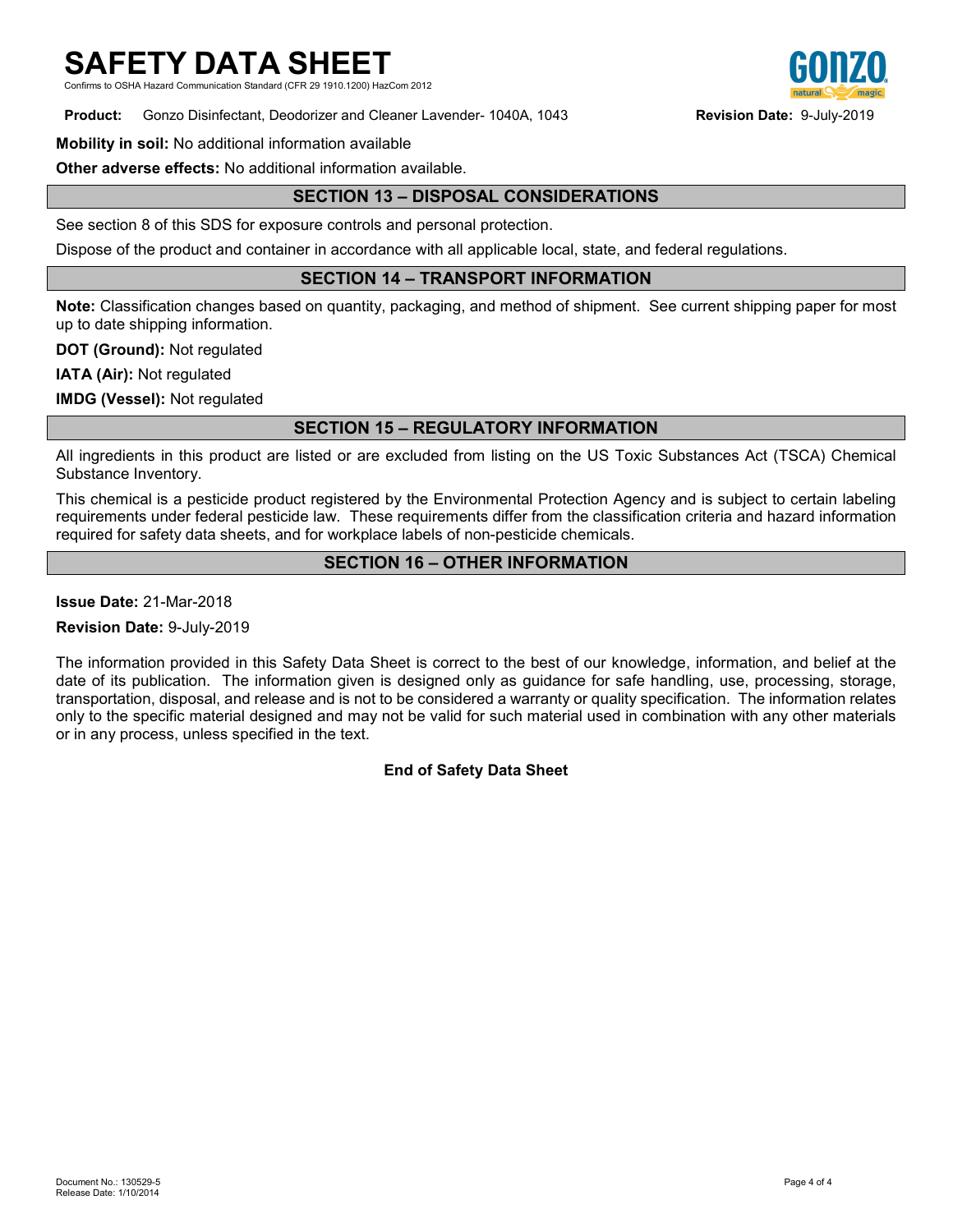**Mobility in soil:** No additional information available

**Other adverse effects:** No additional information available.

## SECTION 13 – DISPOSAL CONSIDERATIONS

See section 8 of this SDS for exposure controls and personal protection.

Dispose of the product and container in accordance with all applicable local, state, and federal regulations.

## SECTION 14 – TRANSPORT INFORMATION

**Note:** Classification changes based on quantity, packaging, and method of shipment. See current shipping paper for most up to date shipping information.

**DOT (Ground):** Not regulated

**IATA (Air):** Not regulated

**IMDG (Vessel):** Not regulated

## SECTION 15 – REGULATORY INFORMATION

All ingredients in this product are listed or are excluded from listing on the US Toxic Substances Act (TSCA) Chemical Substance Inventory.

This chemical is a pesticide product registered by the Environmental Protection Agency and is subject to certain labeling requirements under federal pesticide law. These requirements differ from the classification criteria and hazard information required for safety data sheets, and for workplace labels of non-pesticide chemicals.

## SECTION 16 – OTHER INFORMATION

**Issue Date:** 21-Mar-2018

**Revision Date:** 9-July-2019

The information provided in this Safety Data Sheet is correct to the best of our knowledge, information, and belief at the date of its publication. The information given is designed only as guidance for safe handling, use, processing, storage, transportation, disposal, and release and is not to be considered a warranty or quality specification. The information relates only to the specific material designed and may not be valid for such material used in combination with any other materials or in any process, unless specified in the text.

**End of Safety Data Sheet**